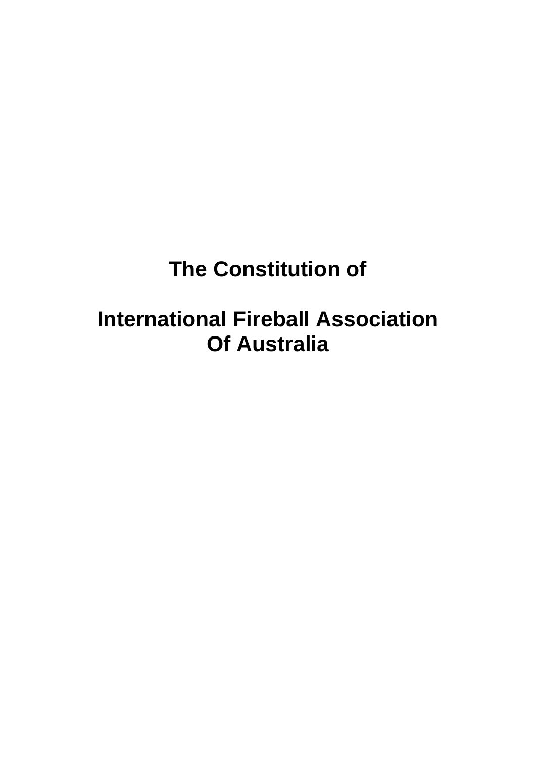# The Constitution of

# International Fireball Association Of Australia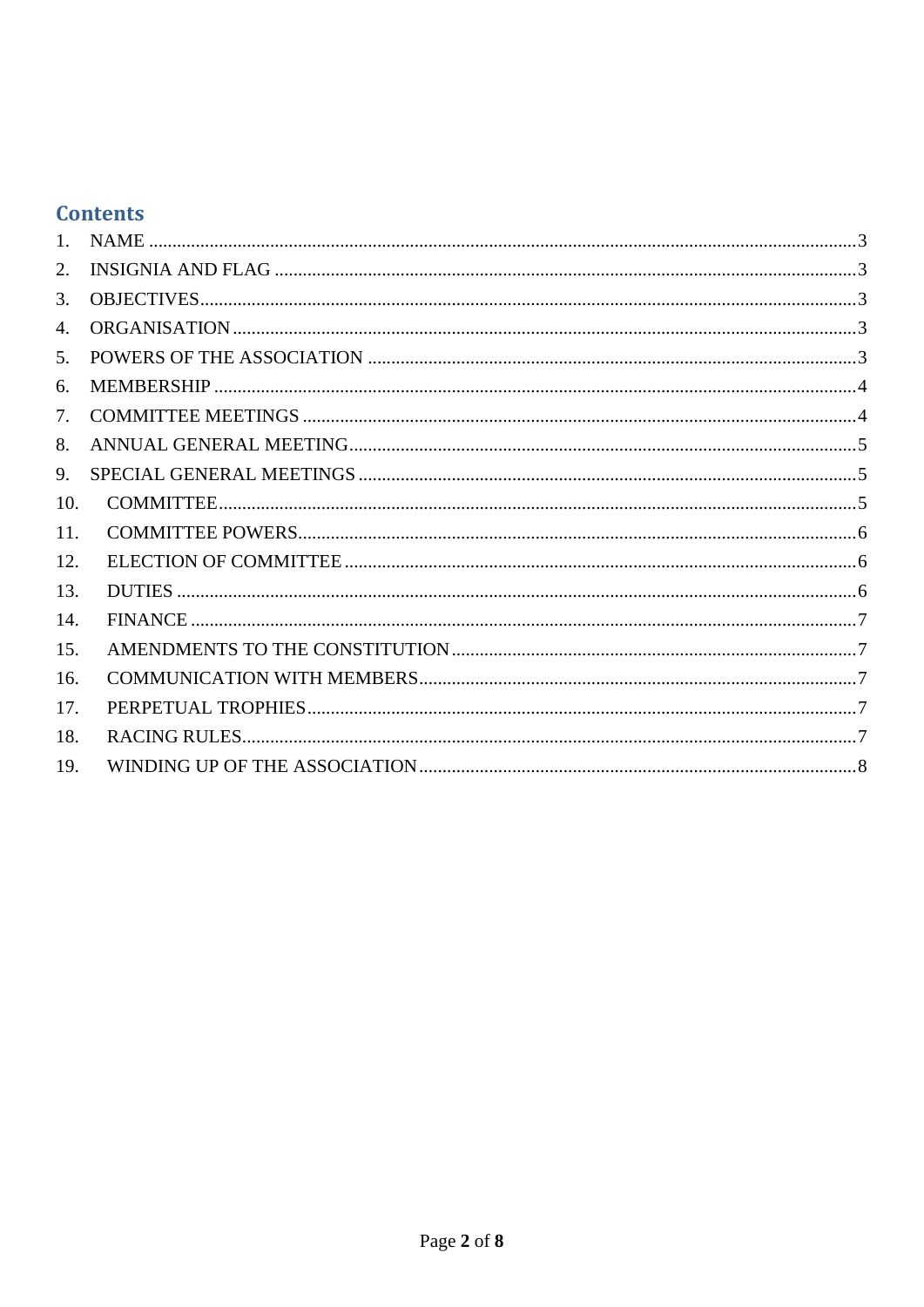## Contents

1. NAME ........................................................................................................................................ 3
2. INSIGNIA AND FLAG ................................................................................................................ 3
3. OBJECTIVES ............................................................................................................................. 3
4. ORGANISATION ...................................................................................................................... 3
5. POWERS OF THE ASSOCIATION ............................................................................................ 3
6. MEMBERSHIP .......................................................................................................................... 4
7. COMMITTEE MEETINGS .......................................................................................................... 4
8. ANNUAL GENERAL MEETING ................................................................................................ 5
9. SPECIAL GENERAL MEETINGS ............................................................................................... 5
10. COMMITTEE ........................................................................................................................... 5
11. COMMITTEE POWERS ............................................................................................................ 6
12. ELECTION OF COMMITTEE .................................................................................................... 6
13. DUTIES .................................................................................................................................... 6
14. FINANCE .................................................................................................................................. 7
15. AMENDMENTS TO THE CONSTITUTION .............................................................................. 7
16. COMMUNICATION WITH MEMBERS ..................................................................................... 7
17. PERPETUAL TROPHIES ........................................................................................................... 7
18. RACING RULES ....................................................................................................................... 7
19. WINDING UP OF THE ASSOCIATION .................................................................................... 8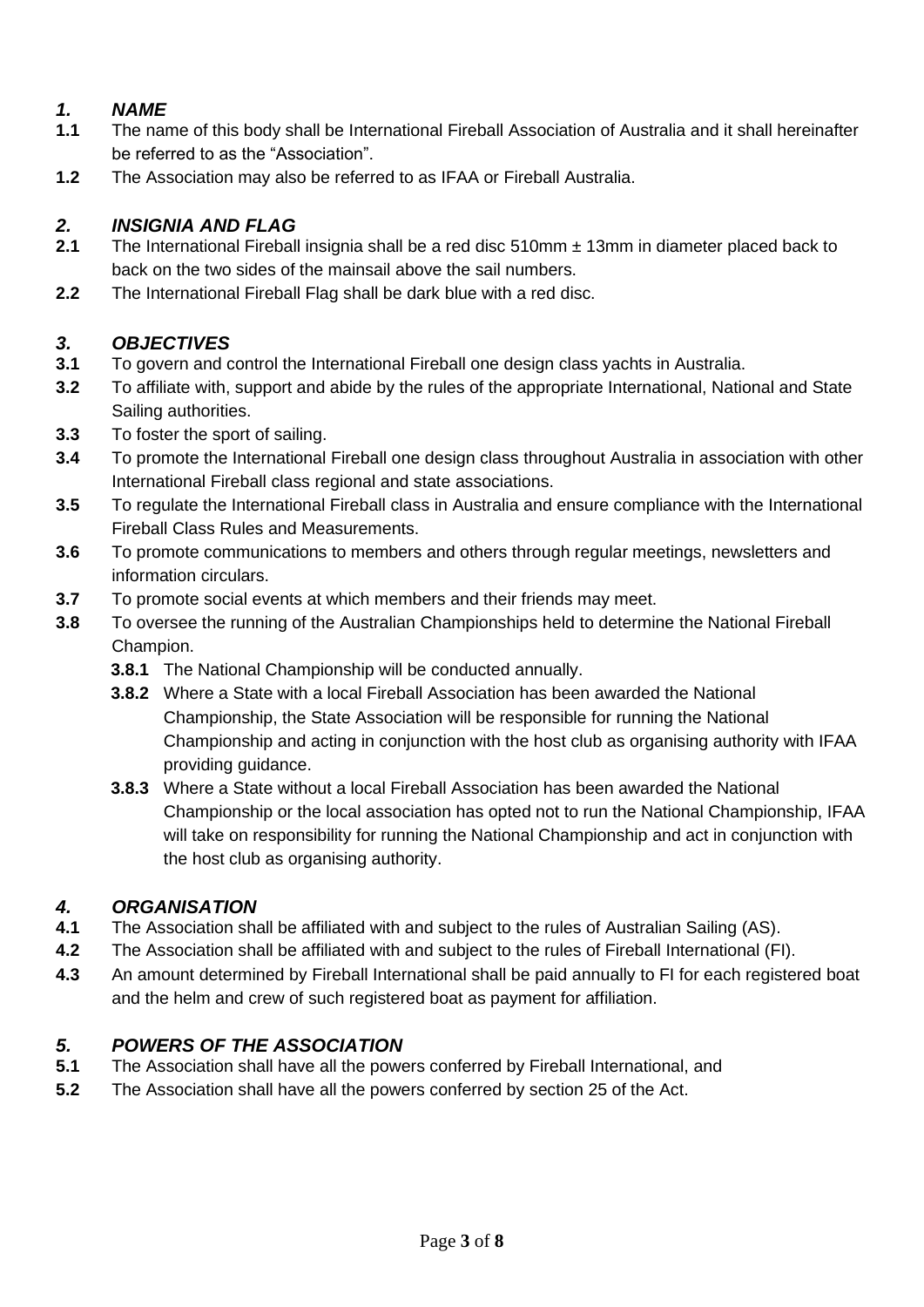## *1. NAME*

**1.1** The name of this body shall be International Fireball Association of Australia and it shall hereinafter be referred to as the “Association”.

**1.2** The Association may also be referred to as IFAA or Fireball Australia.

## *2. INSIGNIA AND FLAG*

**2.1** The International Fireball insignia shall be a red disc 510mm ± 13mm in diameter placed back to back on the two sides of the mainsail above the sail numbers.

**2.2** The International Fireball Flag shall be dark blue with a red disc.

## *3. OBJECTIVES*

**3.1** To govern and control the International Fireball one design class yachts in Australia.

**3.2** To affiliate with, support and abide by the rules of the appropriate International, National and State Sailing authorities.

**3.3** To foster the sport of sailing.

**3.4** To promote the International Fireball one design class throughout Australia in association with other International Fireball class regional and state associations.

**3.5** To regulate the International Fireball class in Australia and ensure compliance with the International Fireball Class Rules and Measurements.

**3.6** To promote communications to members and others through regular meetings, newsletters and information circulars.

**3.7** To promote social events at which members and their friends may meet.

**3.8** To oversee the running of the Australian Championships held to determine the National Fireball Champion.

- **3.8.1** The National Championship will be conducted annually.
- **3.8.2** Where a State with a local Fireball Association has been awarded the National Championship, the State Association will be responsible for running the National Championship and acting in conjunction with the host club as organising authority with IFAA providing guidance.
- **3.8.3** Where a State without a local Fireball Association has been awarded the National Championship or the local association has opted not to run the National Championship, IFAA will take on responsibility for running the National Championship and act in conjunction with the host club as organising authority.

## *4. ORGANISATION*

**4.1** The Association shall be affiliated with and subject to the rules of Australian Sailing (AS).

**4.2** The Association shall be affiliated with and subject to the rules of Fireball International (FI).

**4.3** An amount determined by Fireball International shall be paid annually to FI for each registered boat and the helm and crew of such registered boat as payment for affiliation.

## *5. POWERS OF THE ASSOCIATION*

**5.1** The Association shall have all the powers conferred by Fireball International, and

**5.2** The Association shall have all the powers conferred by section 25 of the Act.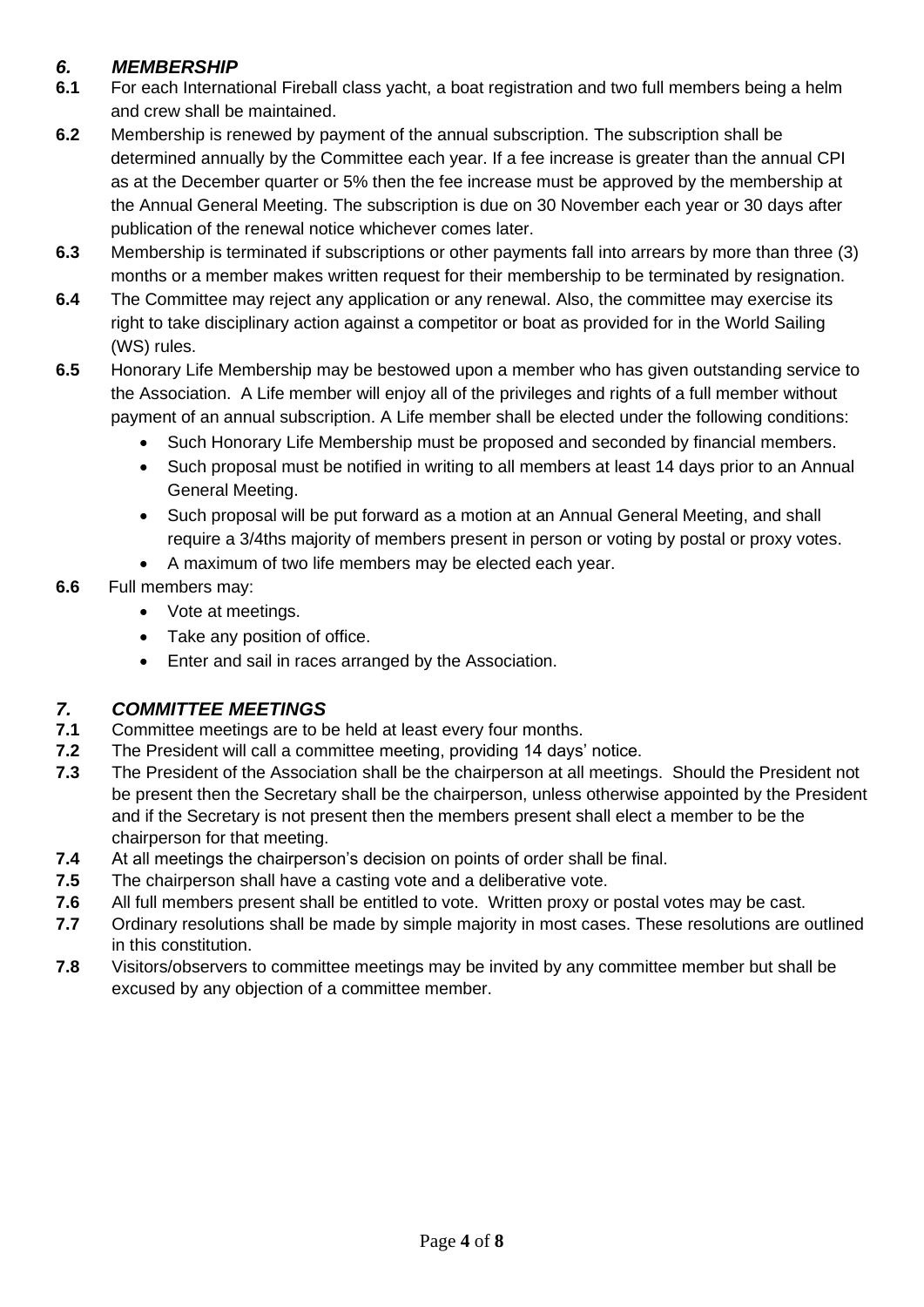## *6. MEMBERSHIP*

**6.1** For each International Fireball class yacht, a boat registration and two full members being a helm and crew shall be maintained.

**6.2** Membership is renewed by payment of the annual subscription. The subscription shall be determined annually by the Committee each year. If a fee increase is greater than the annual CPI as at the December quarter or 5% then the fee increase must be approved by the membership at the Annual General Meeting. The subscription is due on 30 November each year or 30 days after publication of the renewal notice whichever comes later.

**6.3** Membership is terminated if subscriptions or other payments fall into arrears by more than three (3) months or a member makes written request for their membership to be terminated by resignation.

**6.4** The Committee may reject any application or any renewal. Also, the committee may exercise its right to take disciplinary action against a competitor or boat as provided for in the World Sailing (WS) rules.

**6.5** Honorary Life Membership may be bestowed upon a member who has given outstanding service to the Association. A Life member will enjoy all of the privileges and rights of a full member without payment of an annual subscription. A Life member shall be elected under the following conditions:

- Such Honorary Life Membership must be proposed and seconded by financial members.
- Such proposal must be notified in writing to all members at least 14 days prior to an Annual General Meeting.
- Such proposal will be put forward as a motion at an Annual General Meeting, and shall require a 3/4ths majority of members present in person or voting by postal or proxy votes.
- A maximum of two life members may be elected each year.

**6.6** Full members may:

- Vote at meetings.
- Take any position of office.
- Enter and sail in races arranged by the Association.

## *7. COMMITTEE MEETINGS*

**7.1** Committee meetings are to be held at least every four months.

**7.2** The President will call a committee meeting, providing 14 days' notice.

**7.3** The President of the Association shall be the chairperson at all meetings. Should the President not be present then the Secretary shall be the chairperson, unless otherwise appointed by the President and if the Secretary is not present then the members present shall elect a member to be the chairperson for that meeting.

**7.4** At all meetings the chairperson's decision on points of order shall be final.

**7.5** The chairperson shall have a casting vote and a deliberative vote.

**7.6** All full members present shall be entitled to vote. Written proxy or postal votes may be cast.

**7.7** Ordinary resolutions shall be made by simple majority in most cases. These resolutions are outlined in this constitution.

**7.8** Visitors/observers to committee meetings may be invited by any committee member but shall be excused by any objection of a committee member.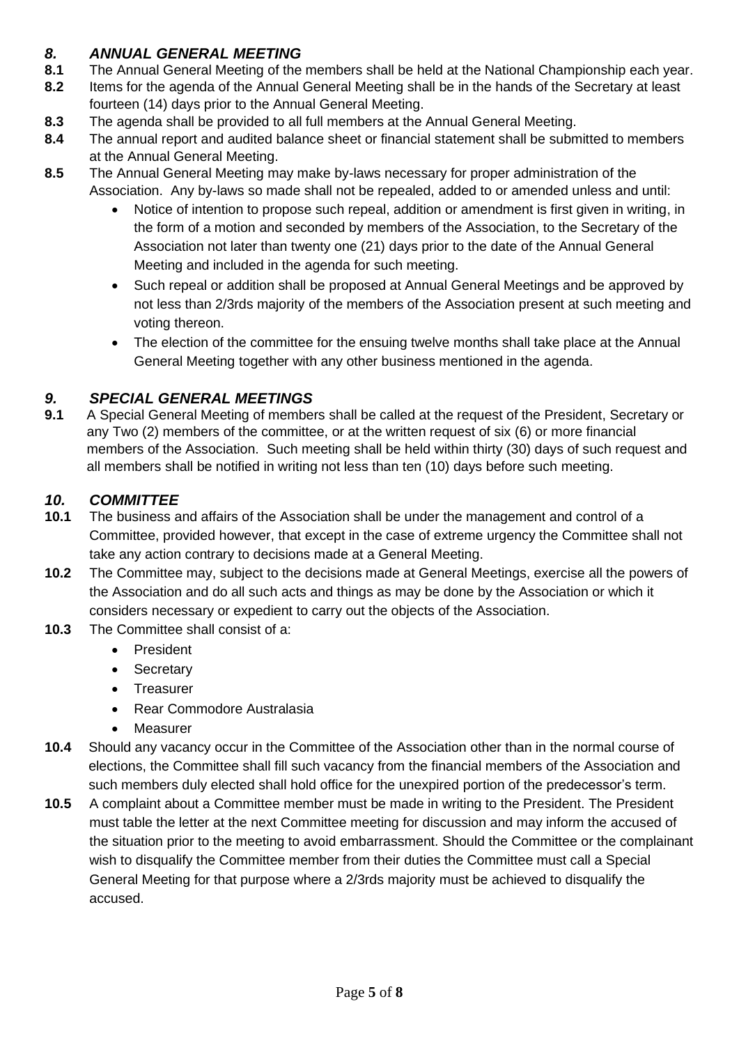## *8. ANNUAL GENERAL MEETING*

**8.1** The Annual General Meeting of the members shall be held at the National Championship each year.

**8.2** Items for the agenda of the Annual General Meeting shall be in the hands of the Secretary at least fourteen (14) days prior to the Annual General Meeting.

**8.3** The agenda shall be provided to all full members at the Annual General Meeting.

**8.4** The annual report and audited balance sheet or financial statement shall be submitted to members at the Annual General Meeting.

**8.5** The Annual General Meeting may make by-laws necessary for proper administration of the Association. Any by-laws so made shall not be repealed, added to or amended unless and until:

- Notice of intention to propose such repeal, addition or amendment is first given in writing, in the form of a motion and seconded by members of the Association, to the Secretary of the Association not later than twenty one (21) days prior to the date of the Annual General Meeting and included in the agenda for such meeting.
- Such repeal or addition shall be proposed at Annual General Meetings and be approved by not less than 2/3rds majority of the members of the Association present at such meeting and voting thereon.
- The election of the committee for the ensuing twelve months shall take place at the Annual General Meeting together with any other business mentioned in the agenda.

## *9. SPECIAL GENERAL MEETINGS*

**9.1** A Special General Meeting of members shall be called at the request of the President, Secretary or any Two (2) members of the committee, or at the written request of six (6) or more financial members of the Association. Such meeting shall be held within thirty (30) days of such request and all members shall be notified in writing not less than ten (10) days before such meeting.

## *10. COMMITTEE*

**10.1** The business and affairs of the Association shall be under the management and control of a Committee, provided however, that except in the case of extreme urgency the Committee shall not take any action contrary to decisions made at a General Meeting.

**10.2** The Committee may, subject to the decisions made at General Meetings, exercise all the powers of the Association and do all such acts and things as may be done by the Association or which it considers necessary or expedient to carry out the objects of the Association.

**10.3** The Committee shall consist of a:

- President
- Secretary
- Treasurer
- Rear Commodore Australasia
- Measurer

**10.4** Should any vacancy occur in the Committee of the Association other than in the normal course of elections, the Committee shall fill such vacancy from the financial members of the Association and such members duly elected shall hold office for the unexpired portion of the predecessor's term.

**10.5** A complaint about a Committee member must be made in writing to the President. The President must table the letter at the next Committee meeting for discussion and may inform the accused of the situation prior to the meeting to avoid embarrassment. Should the Committee or the complainant wish to disqualify the Committee member from their duties the Committee must call a Special General Meeting for that purpose where a 2/3rds majority must be achieved to disqualify the accused.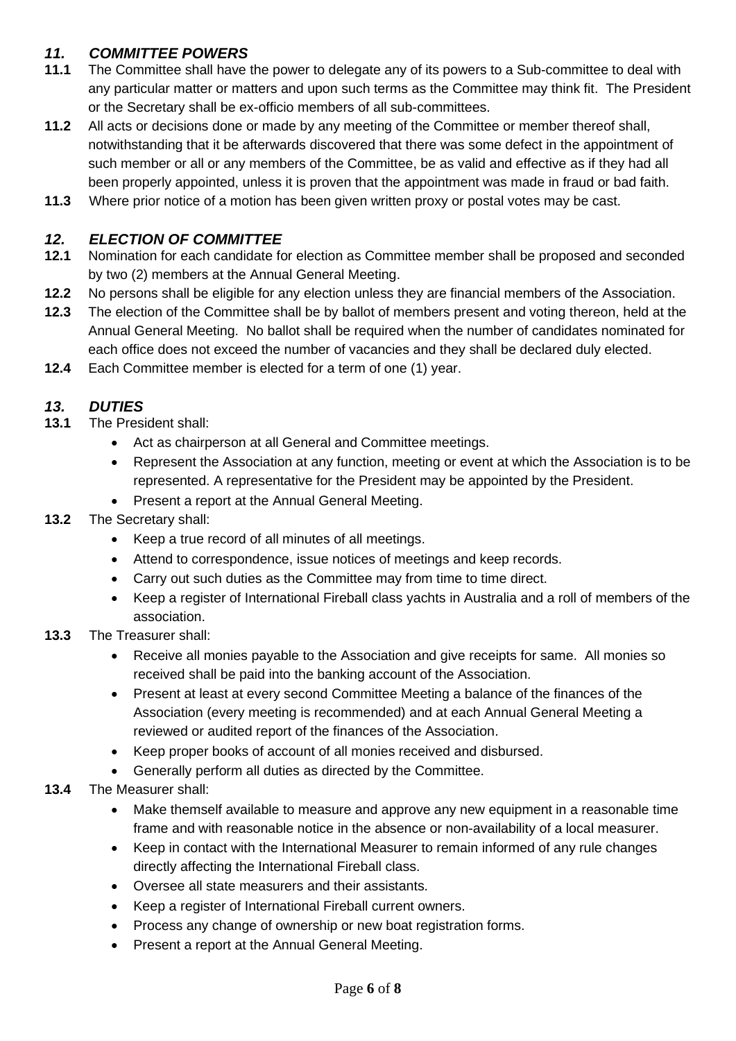## *11. COMMITTEE POWERS*

**11.1** The Committee shall have the power to delegate any of its powers to a Sub-committee to deal with any particular matter or matters and upon such terms as the Committee may think fit. The President or the Secretary shall be ex-officio members of all sub-committees.

**11.2** All acts or decisions done or made by any meeting of the Committee or member thereof shall, notwithstanding that it be afterwards discovered that there was some defect in the appointment of such member or all or any members of the Committee, be as valid and effective as if they had all been properly appointed, unless it is proven that the appointment was made in fraud or bad faith.

**11.3** Where prior notice of a motion has been given written proxy or postal votes may be cast.

## *12. ELECTION OF COMMITTEE*

**12.1** Nomination for each candidate for election as Committee member shall be proposed and seconded by two (2) members at the Annual General Meeting.

**12.2** No persons shall be eligible for any election unless they are financial members of the Association.

**12.3** The election of the Committee shall be by ballot of members present and voting thereon, held at the Annual General Meeting. No ballot shall be required when the number of candidates nominated for each office does not exceed the number of vacancies and they shall be declared duly elected.

**12.4** Each Committee member is elected for a term of one (1) year.

## *13. DUTIES*

**13.1** The President shall:

- Act as chairperson at all General and Committee meetings.
- Represent the Association at any function, meeting or event at which the Association is to be represented. A representative for the President may be appointed by the President.
- Present a report at the Annual General Meeting.

**13.2** The Secretary shall:

- Keep a true record of all minutes of all meetings.
- Attend to correspondence, issue notices of meetings and keep records.
- Carry out such duties as the Committee may from time to time direct.
- Keep a register of International Fireball class yachts in Australia and a roll of members of the association.

**13.3** The Treasurer shall:

- Receive all monies payable to the Association and give receipts for same. All monies so received shall be paid into the banking account of the Association.
- Present at least at every second Committee Meeting a balance of the finances of the Association (every meeting is recommended) and at each Annual General Meeting a reviewed or audited report of the finances of the Association.
- Keep proper books of account of all monies received and disbursed.
- Generally perform all duties as directed by the Committee.

**13.4** The Measurer shall:

- Make themself available to measure and approve any new equipment in a reasonable time frame and with reasonable notice in the absence or non-availability of a local measurer.
- Keep in contact with the International Measurer to remain informed of any rule changes directly affecting the International Fireball class.
- Oversee all state measurers and their assistants.
- Keep a register of International Fireball current owners.
- Process any change of ownership or new boat registration forms.
- Present a report at the Annual General Meeting.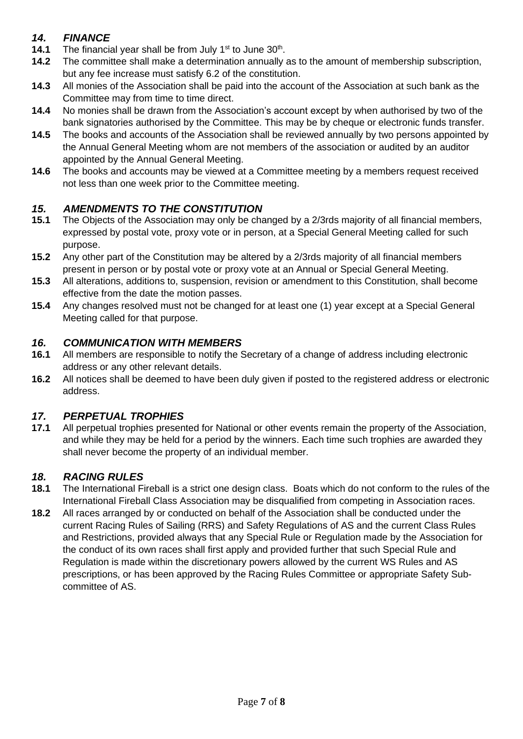## *14. FINANCE*

**14.1** The financial year shall be from July 1st to June 30th.

**14.2** The committee shall make a determination annually as to the amount of membership subscription, but any fee increase must satisfy 6.2 of the constitution.

**14.3** All monies of the Association shall be paid into the account of the Association at such bank as the Committee may from time to time direct.

**14.4** No monies shall be drawn from the Association's account except by when authorised by two of the bank signatories authorised by the Committee. This may be by cheque or electronic funds transfer.

**14.5** The books and accounts of the Association shall be reviewed annually by two persons appointed by the Annual General Meeting whom are not members of the association or audited by an auditor appointed by the Annual General Meeting.

**14.6** The books and accounts may be viewed at a Committee meeting by a members request received not less than one week prior to the Committee meeting.

## *15. AMENDMENTS TO THE CONSTITUTION*

**15.1** The Objects of the Association may only be changed by a 2/3rds majority of all financial members, expressed by postal vote, proxy vote or in person, at a Special General Meeting called for such purpose.

**15.2** Any other part of the Constitution may be altered by a 2/3rds majority of all financial members present in person or by postal vote or proxy vote at an Annual or Special General Meeting.

**15.3** All alterations, additions to, suspension, revision or amendment to this Constitution, shall become effective from the date the motion passes.

**15.4** Any changes resolved must not be changed for at least one (1) year except at a Special General Meeting called for that purpose.

## *16. COMMUNICATION WITH MEMBERS*

**16.1** All members are responsible to notify the Secretary of a change of address including electronic address or any other relevant details.

**16.2** All notices shall be deemed to have been duly given if posted to the registered address or electronic address.

## *17. PERPETUAL TROPHIES*

**17.1** All perpetual trophies presented for National or other events remain the property of the Association, and while they may be held for a period by the winners. Each time such trophies are awarded they shall never become the property of an individual member.

## *18. RACING RULES*

**18.1** The International Fireball is a strict one design class. Boats which do not conform to the rules of the International Fireball Class Association may be disqualified from competing in Association races.

**18.2** All races arranged by or conducted on behalf of the Association shall be conducted under the current Racing Rules of Sailing (RRS) and Safety Regulations of AS and the current Class Rules and Restrictions, provided always that any Special Rule or Regulation made by the Association for the conduct of its own races shall first apply and provided further that such Special Rule and Regulation is made within the discretionary powers allowed by the current WS Rules and AS prescriptions, or has been approved by the Racing Rules Committee or appropriate Safety Sub-committee of AS.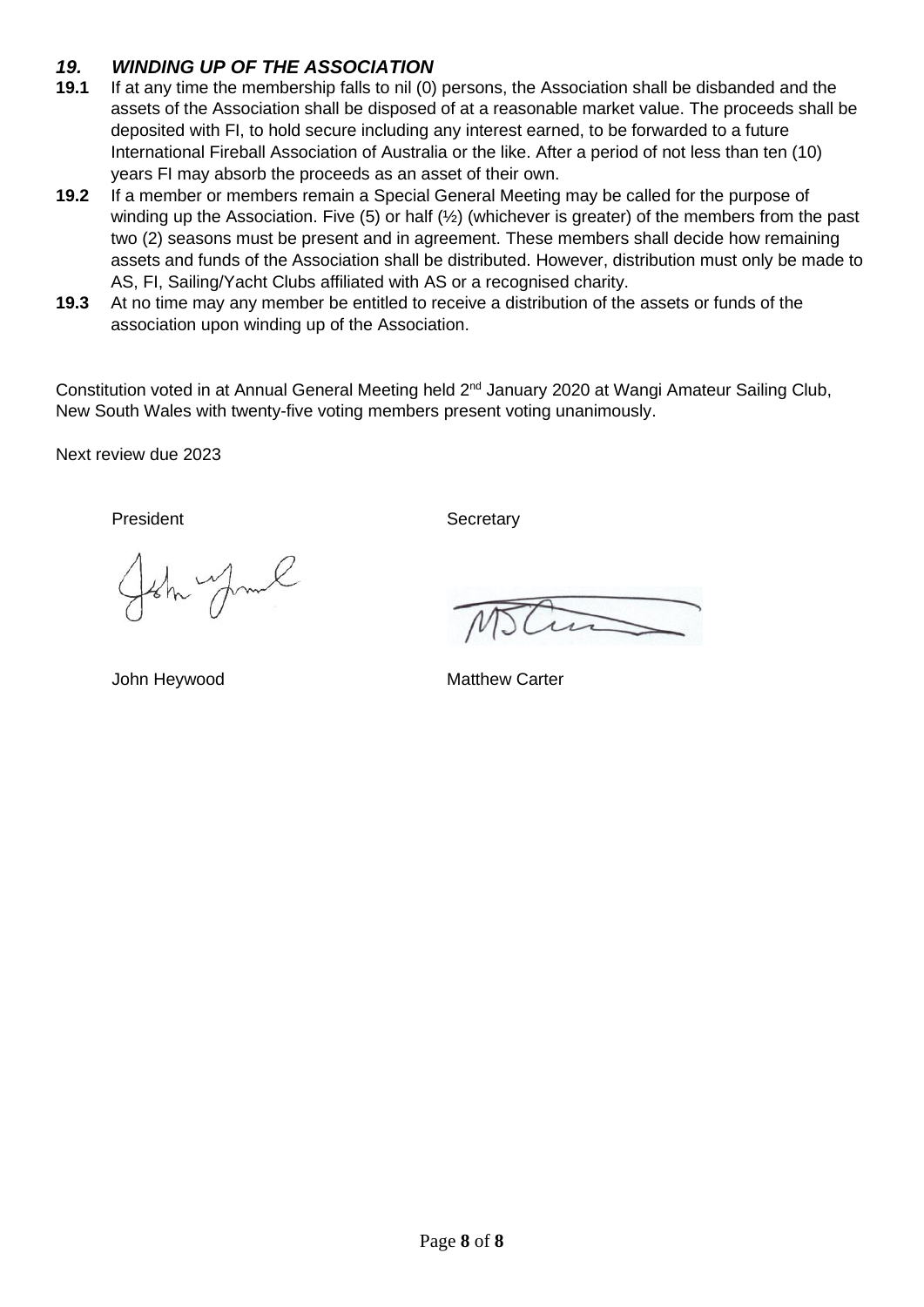## *19. WINDING UP OF THE ASSOCIATION*

**19.1** If at any time the membership falls to nil (0) persons, the Association shall be disbanded and the assets of the Association shall be disposed of at a reasonable market value. The proceeds shall be deposited with FI, to hold secure including any interest earned, to be forwarded to a future International Fireball Association of Australia or the like. After a period of not less than ten (10) years FI may absorb the proceeds as an asset of their own.

**19.2** If a member or members remain a Special General Meeting may be called for the purpose of winding up the Association. Five (5) or half (½) (whichever is greater) of the members from the past two (2) seasons must be present and in agreement. These members shall decide how remaining assets and funds of the Association shall be distributed. However, distribution must only be made to AS, FI, Sailing/Yacht Clubs affiliated with AS or a recognised charity.

**19.3** At no time may any member be entitled to receive a distribution of the assets or funds of the association upon winding up of the Association.

Constitution voted in at Annual General Meeting held 2nd January 2020 at Wangi Amateur Sailing Club, New South Wales with twenty-five voting members present voting unanimously.

Next review due 2023

President

John Heywood

Secretary

Matthew Carter